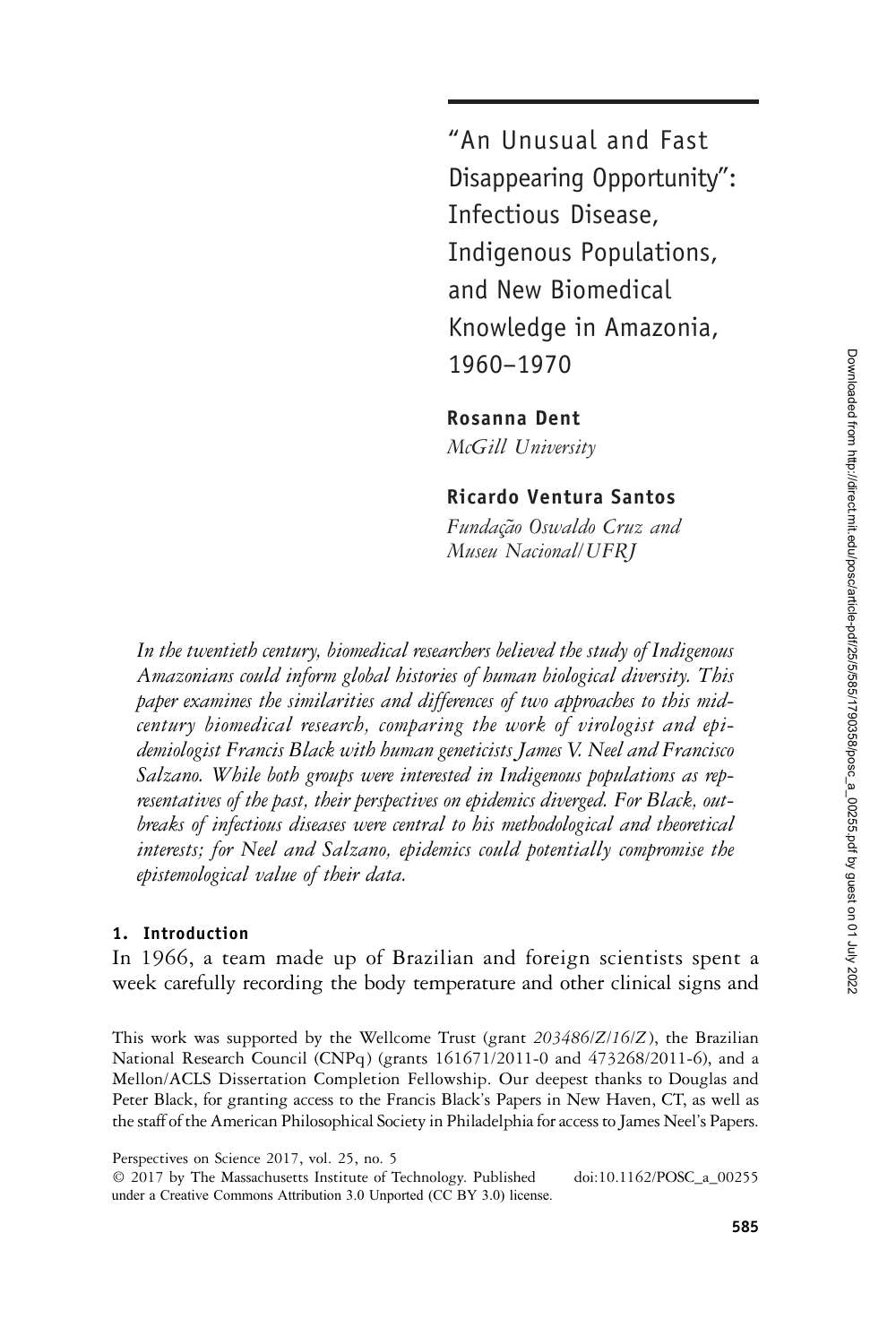# "An Unusual and Fast Disappearing Opportunity": Infectious Disease, Indigenous Populations, and New Biomedical Knowledge in Amazonia, 1960–1970

**Rosanna Dent**
*McGill University*

**Ricardo Ventura Santos**
*Fundação Oswaldo Cruz and Museu Nacional/UFRJ*

*In the twentieth century, biomedical researchers believed the study of Indigenous Amazonians could inform global histories of human biological diversity. This paper examines the similarities and differences of two approaches to this mid-century biomedical research, comparing the work of virologist and epidemiologist Francis Black with human geneticists James V. Neel and Francisco Salzano. While both groups were interested in Indigenous populations as representatives of the past, their perspectives on epidemics diverged. For Black, outbreaks of infectious diseases were central to his methodological and theoretical interests; for Neel and Salzano, epidemics could potentially compromise the epistemological value of their data.*

## 1. Introduction

In 1966, a team made up of Brazilian and foreign scientists spent a week carefully recording the body temperature and other clinical signs and

This work was supported by the Wellcome Trust (grant *203486/Z/16/Z*), the Brazilian National Research Council (CNPq) (grants 161671/2011-0 and 473268/2011-6), and a Mellon/ACLS Dissertation Completion Fellowship. Our deepest thanks to Douglas and Peter Black, for granting access to the Francis Black's Papers in New Haven, CT, as well as the staff of the American Philosophical Society in Philadelphia for access to James Neel's Papers.

Perspectives on Science 2017, vol. 25, no. 5
© 2017 by The Massachusetts Institute of Technology. Published under a Creative Commons Attribution 3.0 Unported (CC BY 3.0) license. doi:10.1162/POSC_a_00255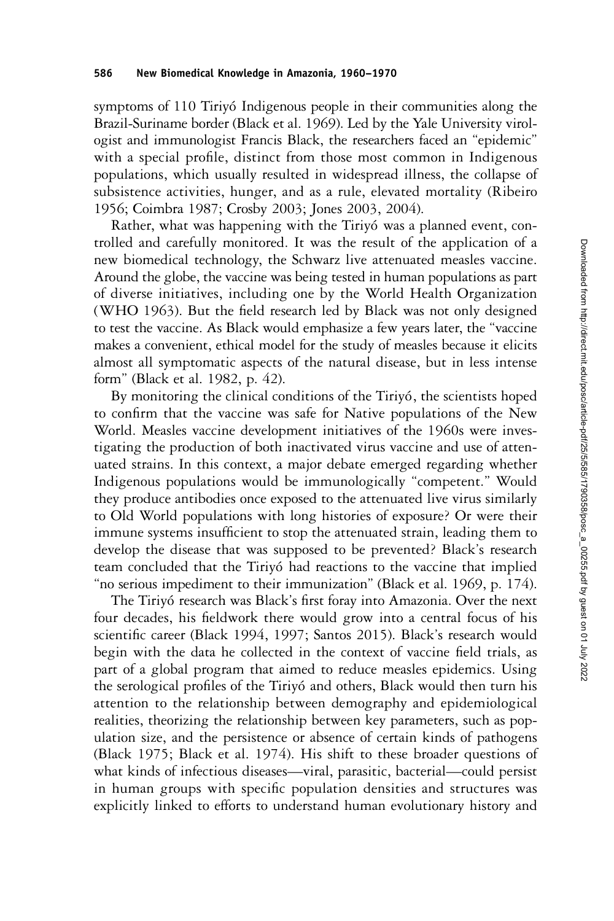symptoms of 110 Tiriyó Indigenous people in their communities along the Brazil-Suriname border (Black et al. 1969). Led by the Yale University virologist and immunologist Francis Black, the researchers faced an "epidemic" with a special profile, distinct from those most common in Indigenous populations, which usually resulted in widespread illness, the collapse of subsistence activities, hunger, and as a rule, elevated mortality (Ribeiro 1956; Coimbra 1987; Crosby 2003; Jones 2003, 2004).

Rather, what was happening with the Tiriyó was a planned event, controlled and carefully monitored. It was the result of the application of a new biomedical technology, the Schwarz live attenuated measles vaccine. Around the globe, the vaccine was being tested in human populations as part of diverse initiatives, including one by the World Health Organization (WHO 1963). But the field research led by Black was not only designed to test the vaccine. As Black would emphasize a few years later, the "vaccine makes a convenient, ethical model for the study of measles because it elicits almost all symptomatic aspects of the natural disease, but in less intense form" (Black et al. 1982, p. 42).

By monitoring the clinical conditions of the Tiriyó, the scientists hoped to confirm that the vaccine was safe for Native populations of the New World. Measles vaccine development initiatives of the 1960s were investigating the production of both inactivated virus vaccine and use of attenuated strains. In this context, a major debate emerged regarding whether Indigenous populations would be immunologically "competent." Would they produce antibodies once exposed to the attenuated live virus similarly to Old World populations with long histories of exposure? Or were their immune systems insufficient to stop the attenuated strain, leading them to develop the disease that was supposed to be prevented? Black's research team concluded that the Tiriyó had reactions to the vaccine that implied "no serious impediment to their immunization" (Black et al. 1969, p. 174).

The Tiriyó research was Black's first foray into Amazonia. Over the next four decades, his fieldwork there would grow into a central focus of his scientific career (Black 1994, 1997; Santos 2015). Black's research would begin with the data he collected in the context of vaccine field trials, as part of a global program that aimed to reduce measles epidemics. Using the serological profiles of the Tiriyó and others, Black would then turn his attention to the relationship between demography and epidemiological realities, theorizing the relationship between key parameters, such as population size, and the persistence or absence of certain kinds of pathogens (Black 1975; Black et al. 1974). His shift to these broader questions of what kinds of infectious diseases—viral, parasitic, bacterial—could persist in human groups with specific population densities and structures was explicitly linked to efforts to understand human evolutionary history and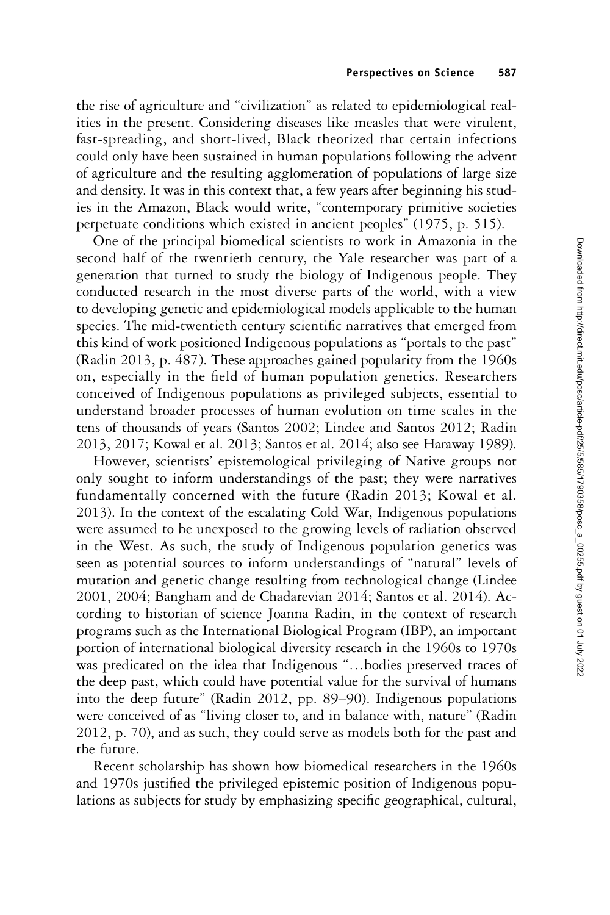the rise of agriculture and "civilization" as related to epidemiological realities in the present. Considering diseases like measles that were virulent, fast-spreading, and short-lived, Black theorized that certain infections could only have been sustained in human populations following the advent of agriculture and the resulting agglomeration of populations of large size and density. It was in this context that, a few years after beginning his studies in the Amazon, Black would write, "contemporary primitive societies perpetuate conditions which existed in ancient peoples" (1975, p. 515).

One of the principal biomedical scientists to work in Amazonia in the second half of the twentieth century, the Yale researcher was part of a generation that turned to study the biology of Indigenous people. They conducted research in the most diverse parts of the world, with a view to developing genetic and epidemiological models applicable to the human species. The mid-twentieth century scientific narratives that emerged from this kind of work positioned Indigenous populations as "portals to the past" (Radin 2013, p. 487). These approaches gained popularity from the 1960s on, especially in the field of human population genetics. Researchers conceived of Indigenous populations as privileged subjects, essential to understand broader processes of human evolution on time scales in the tens of thousands of years (Santos 2002; Lindee and Santos 2012; Radin 2013, 2017; Kowal et al. 2013; Santos et al. 2014; also see Haraway 1989).

However, scientists' epistemological privileging of Native groups not only sought to inform understandings of the past; they were narratives fundamentally concerned with the future (Radin 2013; Kowal et al. 2013). In the context of the escalating Cold War, Indigenous populations were assumed to be unexposed to the growing levels of radiation observed in the West. As such, the study of Indigenous population genetics was seen as potential sources to inform understandings of "natural" levels of mutation and genetic change resulting from technological change (Lindee 2001, 2004; Bangham and de Chadarevian 2014; Santos et al. 2014). According to historian of science Joanna Radin, in the context of research programs such as the International Biological Program (IBP), an important portion of international biological diversity research in the 1960s to 1970s was predicated on the idea that Indigenous "...bodies preserved traces of the deep past, which could have potential value for the survival of humans into the deep future" (Radin 2012, pp. 89–90). Indigenous populations were conceived of as "living closer to, and in balance with, nature" (Radin 2012, p. 70), and as such, they could serve as models both for the past and the future.

Recent scholarship has shown how biomedical researchers in the 1960s and 1970s justified the privileged epistemic position of Indigenous populations as subjects for study by emphasizing specific geographical, cultural,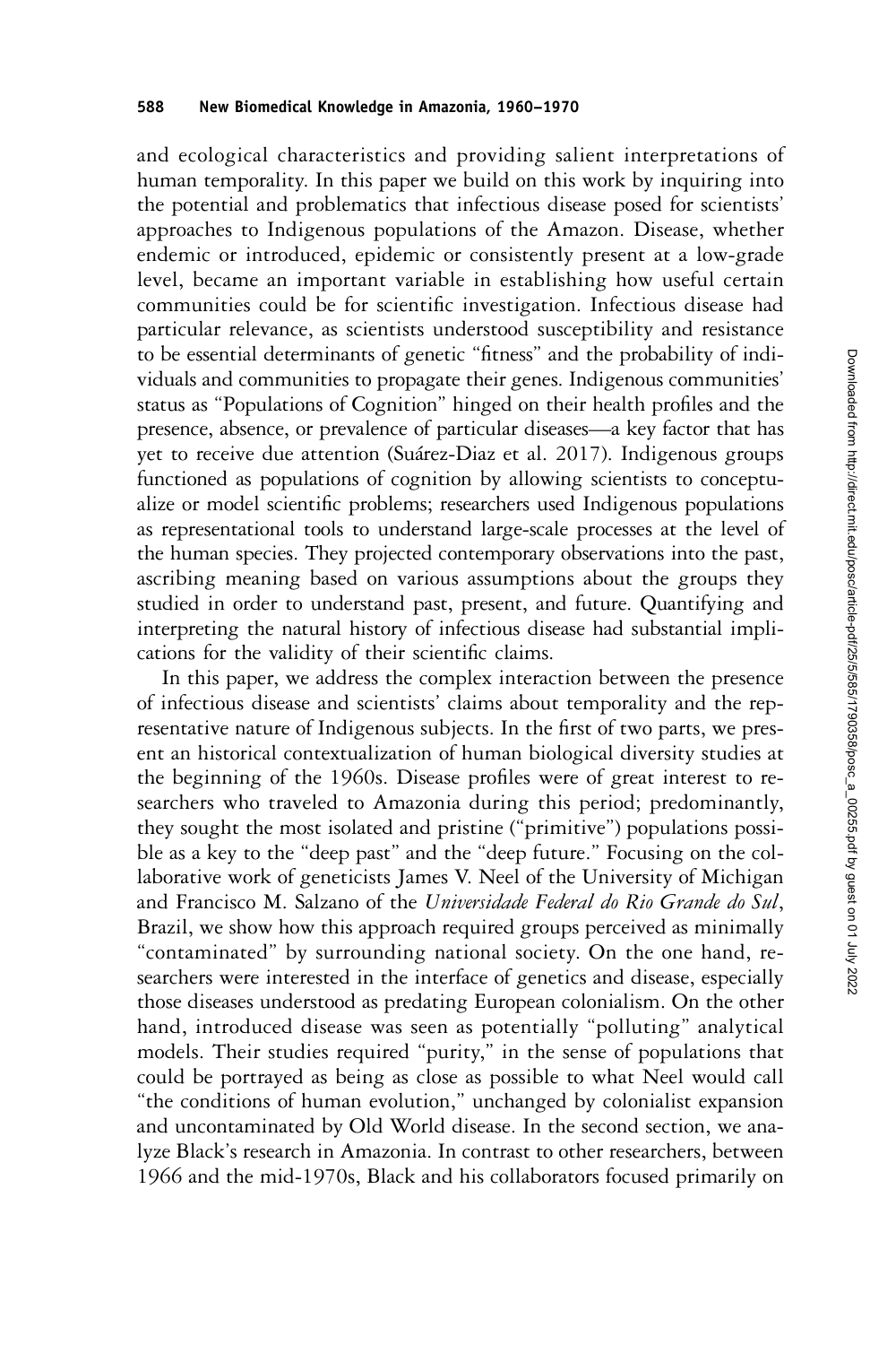and ecological characteristics and providing salient interpretations of human temporality. In this paper we build on this work by inquiring into the potential and problematics that infectious disease posed for scientists' approaches to Indigenous populations of the Amazon. Disease, whether endemic or introduced, epidemic or consistently present at a low-grade level, became an important variable in establishing how useful certain communities could be for scientific investigation. Infectious disease had particular relevance, as scientists understood susceptibility and resistance to be essential determinants of genetic "fitness" and the probability of individuals and communities to propagate their genes. Indigenous communities' status as "Populations of Cognition" hinged on their health profiles and the presence, absence, or prevalence of particular diseases—a key factor that has yet to receive due attention (Suárez-Diaz et al. 2017). Indigenous groups functioned as populations of cognition by allowing scientists to conceptualize or model scientific problems; researchers used Indigenous populations as representational tools to understand large-scale processes at the level of the human species. They projected contemporary observations into the past, ascribing meaning based on various assumptions about the groups they studied in order to understand past, present, and future. Quantifying and interpreting the natural history of infectious disease had substantial implications for the validity of their scientific claims.

In this paper, we address the complex interaction between the presence of infectious disease and scientists' claims about temporality and the representative nature of Indigenous subjects. In the first of two parts, we present an historical contextualization of human biological diversity studies at the beginning of the 1960s. Disease profiles were of great interest to researchers who traveled to Amazonia during this period; predominantly, they sought the most isolated and pristine ("primitive") populations possible as a key to the "deep past" and the "deep future." Focusing on the collaborative work of geneticists James V. Neel of the University of Michigan and Francisco M. Salzano of the *Universidade Federal do Rio Grande do Sul*, Brazil, we show how this approach required groups perceived as minimally "contaminated" by surrounding national society. On the one hand, researchers were interested in the interface of genetics and disease, especially those diseases understood as predating European colonialism. On the other hand, introduced disease was seen as potentially "polluting" analytical models. Their studies required "purity," in the sense of populations that could be portrayed as being as close as possible to what Neel would call "the conditions of human evolution," unchanged by colonialist expansion and uncontaminated by Old World disease. In the second section, we analyze Black's research in Amazonia. In contrast to other researchers, between 1966 and the mid-1970s, Black and his collaborators focused primarily on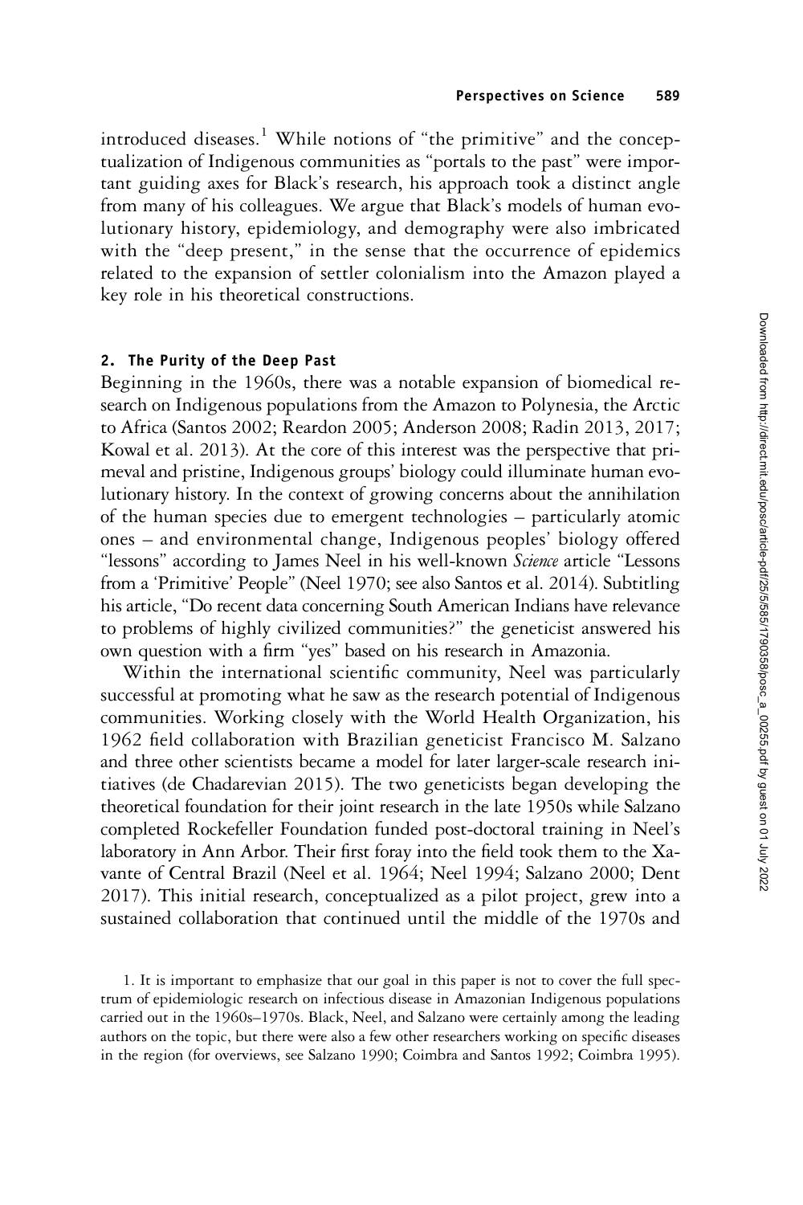introduced diseases.[1] While notions of "the primitive" and the conceptualization of Indigenous communities as "portals to the past" were important guiding axes for Black's research, his approach took a distinct angle from many of his colleagues. We argue that Black's models of human evolutionary history, epidemiology, and demography were also imbricated with the "deep present," in the sense that the occurrence of epidemics related to the expansion of settler colonialism into the Amazon played a key role in his theoretical constructions.

## 2. The Purity of the Deep Past

Beginning in the 1960s, there was a notable expansion of biomedical research on Indigenous populations from the Amazon to Polynesia, the Arctic to Africa (Santos 2002; Reardon 2005; Anderson 2008; Radin 2013, 2017; Kowal et al. 2013). At the core of this interest was the perspective that primeval and pristine, Indigenous groups' biology could illuminate human evolutionary history. In the context of growing concerns about the annihilation of the human species due to emergent technologies – particularly atomic ones – and environmental change, Indigenous peoples' biology offered "lessons" according to James Neel in his well-known *Science* article "Lessons from a 'Primitive' People" (Neel 1970; see also Santos et al. 2014). Subtitling his article, "Do recent data concerning South American Indians have relevance to problems of highly civilized communities?" the geneticist answered his own question with a firm "yes" based on his research in Amazonia.

Within the international scientific community, Neel was particularly successful at promoting what he saw as the research potential of Indigenous communities. Working closely with the World Health Organization, his 1962 field collaboration with Brazilian geneticist Francisco M. Salzano and three other scientists became a model for later larger-scale research initiatives (de Chadarevian 2015). The two geneticists began developing the theoretical foundation for their joint research in the late 1950s while Salzano completed Rockefeller Foundation funded post-doctoral training in Neel's laboratory in Ann Arbor. Their first foray into the field took them to the Xavante of Central Brazil (Neel et al. 1964; Neel 1994; Salzano 2000; Dent 2017). This initial research, conceptualized as a pilot project, grew into a sustained collaboration that continued until the middle of the 1970s and

1. It is important to emphasize that our goal in this paper is not to cover the full spectrum of epidemiologic research on infectious disease in Amazonian Indigenous populations carried out in the 1960s–1970s. Black, Neel, and Salzano were certainly among the leading authors on the topic, but there were also a few other researchers working on specific diseases in the region (for overviews, see Salzano 1990; Coimbra and Santos 1992; Coimbra 1995).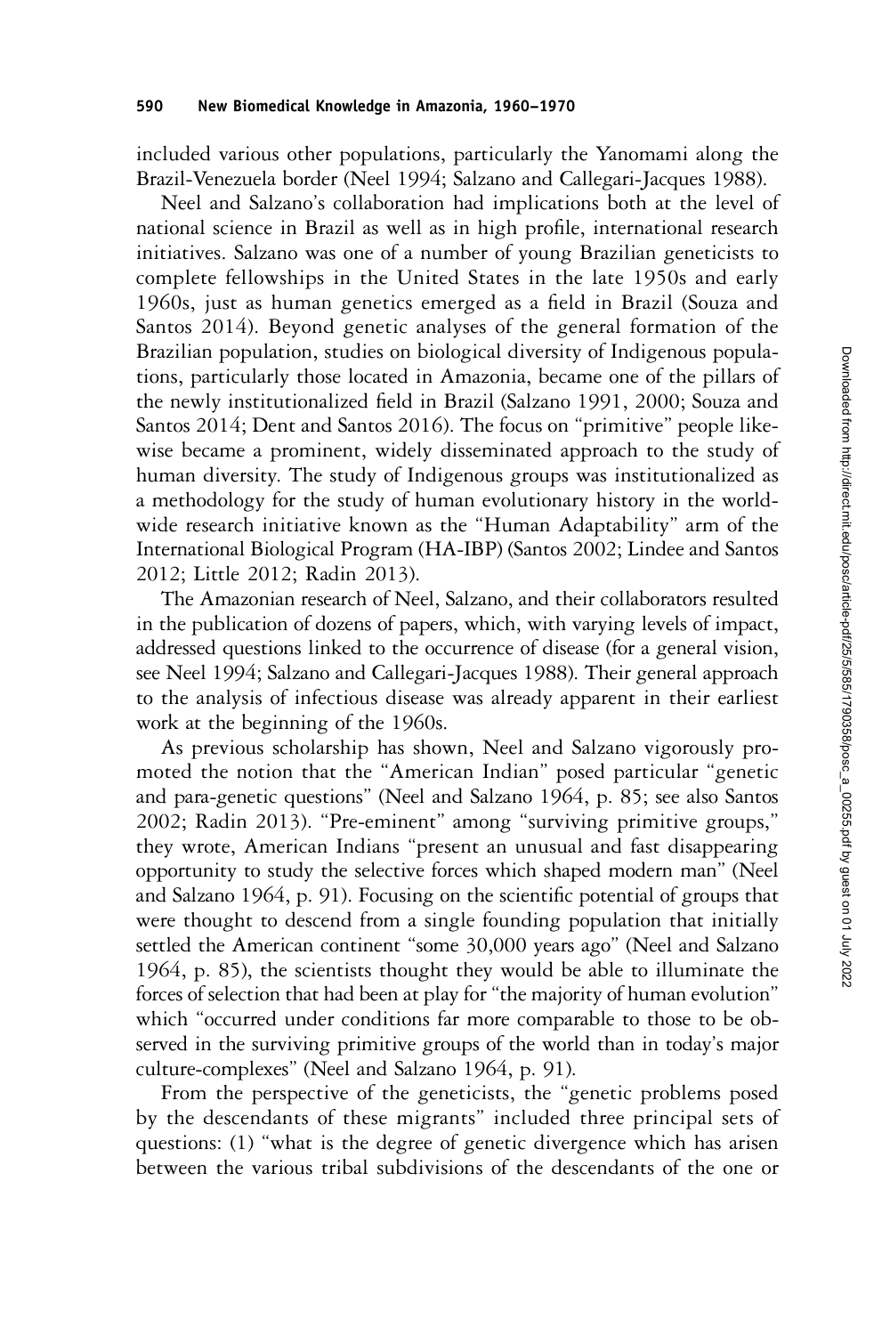included various other populations, particularly the Yanomami along the Brazil-Venezuela border (Neel 1994; Salzano and Callegari-Jacques 1988).

Neel and Salzano's collaboration had implications both at the level of national science in Brazil as well as in high profile, international research initiatives. Salzano was one of a number of young Brazilian geneticists to complete fellowships in the United States in the late 1950s and early 1960s, just as human genetics emerged as a field in Brazil (Souza and Santos 2014). Beyond genetic analyses of the general formation of the Brazilian population, studies on biological diversity of Indigenous populations, particularly those located in Amazonia, became one of the pillars of the newly institutionalized field in Brazil (Salzano 1991, 2000; Souza and Santos 2014; Dent and Santos 2016). The focus on "primitive" people likewise became a prominent, widely disseminated approach to the study of human diversity. The study of Indigenous groups was institutionalized as a methodology for the study of human evolutionary history in the worldwide research initiative known as the "Human Adaptability" arm of the International Biological Program (HA-IBP) (Santos 2002; Lindee and Santos 2012; Little 2012; Radin 2013).

The Amazonian research of Neel, Salzano, and their collaborators resulted in the publication of dozens of papers, which, with varying levels of impact, addressed questions linked to the occurrence of disease (for a general vision, see Neel 1994; Salzano and Callegari-Jacques 1988). Their general approach to the analysis of infectious disease was already apparent in their earliest work at the beginning of the 1960s.

As previous scholarship has shown, Neel and Salzano vigorously promoted the notion that the "American Indian" posed particular "genetic and para-genetic questions" (Neel and Salzano 1964, p. 85; see also Santos 2002; Radin 2013). "Pre-eminent" among "surviving primitive groups," they wrote, American Indians "present an unusual and fast disappearing opportunity to study the selective forces which shaped modern man" (Neel and Salzano 1964, p. 91). Focusing on the scientific potential of groups that were thought to descend from a single founding population that initially settled the American continent "some 30,000 years ago" (Neel and Salzano 1964, p. 85), the scientists thought they would be able to illuminate the forces of selection that had been at play for "the majority of human evolution" which "occurred under conditions far more comparable to those to be observed in the surviving primitive groups of the world than in today's major culture-complexes" (Neel and Salzano 1964, p. 91).

From the perspective of the geneticists, the "genetic problems posed by the descendants of these migrants" included three principal sets of questions: (1) "what is the degree of genetic divergence which has arisen between the various tribal subdivisions of the descendants of the one or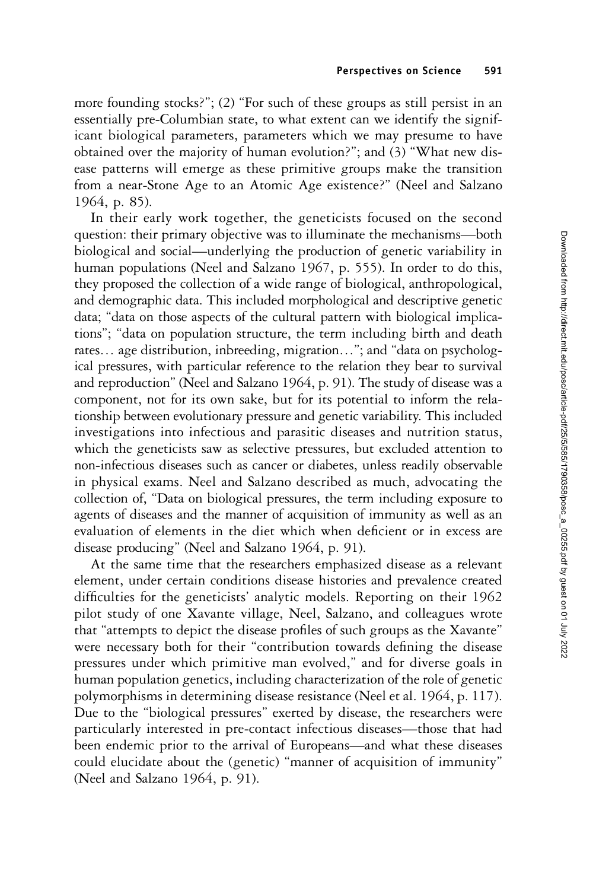more founding stocks?"; (2) "For such of these groups as still persist in an essentially pre-Columbian state, to what extent can we identify the significant biological parameters, parameters which we may presume to have obtained over the majority of human evolution?"; and (3) "What new disease patterns will emerge as these primitive groups make the transition from a near-Stone Age to an Atomic Age existence?" (Neel and Salzano 1964, p. 85).

In their early work together, the geneticists focused on the second question: their primary objective was to illuminate the mechanisms—both biological and social—underlying the production of genetic variability in human populations (Neel and Salzano 1967, p. 555). In order to do this, they proposed the collection of a wide range of biological, anthropological, and demographic data. This included morphological and descriptive genetic data; "data on those aspects of the cultural pattern with biological implications"; "data on population structure, the term including birth and death rates... age distribution, inbreeding, migration..."; and "data on psychological pressures, with particular reference to the relation they bear to survival and reproduction" (Neel and Salzano 1964, p. 91). The study of disease was a component, not for its own sake, but for its potential to inform the relationship between evolutionary pressure and genetic variability. This included investigations into infectious and parasitic diseases and nutrition status, which the geneticists saw as selective pressures, but excluded attention to non-infectious diseases such as cancer or diabetes, unless readily observable in physical exams. Neel and Salzano described as much, advocating the collection of, "Data on biological pressures, the term including exposure to agents of diseases and the manner of acquisition of immunity as well as an evaluation of elements in the diet which when deficient or in excess are disease producing" (Neel and Salzano 1964, p. 91).

At the same time that the researchers emphasized disease as a relevant element, under certain conditions disease histories and prevalence created difficulties for the geneticists' analytic models. Reporting on their 1962 pilot study of one Xavante village, Neel, Salzano, and colleagues wrote that "attempts to depict the disease profiles of such groups as the Xavante" were necessary both for their "contribution towards defining the disease pressures under which primitive man evolved," and for diverse goals in human population genetics, including characterization of the role of genetic polymorphisms in determining disease resistance (Neel et al. 1964, p. 117). Due to the "biological pressures" exerted by disease, the researchers were particularly interested in pre-contact infectious diseases—those that had been endemic prior to the arrival of Europeans—and what these diseases could elucidate about the (genetic) "manner of acquisition of immunity" (Neel and Salzano 1964, p. 91).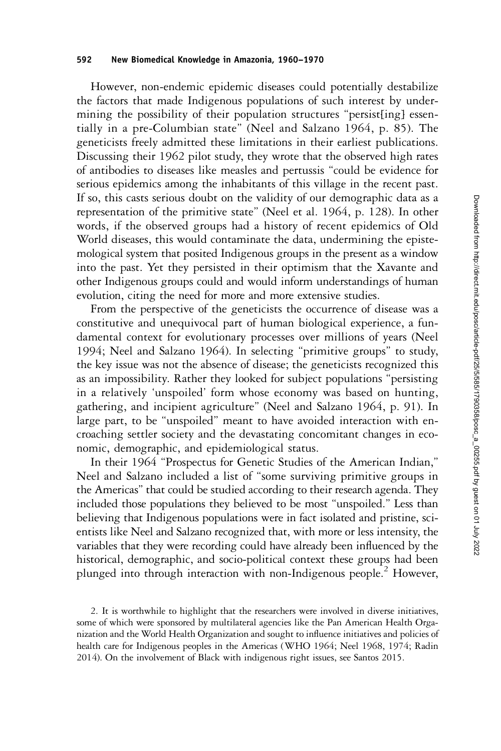However, non-endemic epidemic diseases could potentially destabilize the factors that made Indigenous populations of such interest by undermining the possibility of their population structures "persist[ing] essentially in a pre-Columbian state" (Neel and Salzano 1964, p. 85). The geneticists freely admitted these limitations in their earliest publications. Discussing their 1962 pilot study, they wrote that the observed high rates of antibodies to diseases like measles and pertussis "could be evidence for serious epidemics among the inhabitants of this village in the recent past. If so, this casts serious doubt on the validity of our demographic data as a representation of the primitive state" (Neel et al. 1964, p. 128). In other words, if the observed groups had a history of recent epidemics of Old World diseases, this would contaminate the data, undermining the epistemological system that posited Indigenous groups in the present as a window into the past. Yet they persisted in their optimism that the Xavante and other Indigenous groups could and would inform understandings of human evolution, citing the need for more and more extensive studies.

From the perspective of the geneticists the occurrence of disease was a constitutive and unequivocal part of human biological experience, a fundamental context for evolutionary processes over millions of years (Neel 1994; Neel and Salzano 1964). In selecting "primitive groups" to study, the key issue was not the absence of disease; the geneticists recognized this as an impossibility. Rather they looked for subject populations "persisting in a relatively 'unspoiled' form whose economy was based on hunting, gathering, and incipient agriculture" (Neel and Salzano 1964, p. 91). In large part, to be "unspoiled" meant to have avoided interaction with encroaching settler society and the devastating concomitant changes in economic, demographic, and epidemiological status.

In their 1964 "Prospectus for Genetic Studies of the American Indian," Neel and Salzano included a list of "some surviving primitive groups in the Americas" that could be studied according to their research agenda. They included those populations they believed to be most "unspoiled." Less than believing that Indigenous populations were in fact isolated and pristine, scientists like Neel and Salzano recognized that, with more or less intensity, the variables that they were recording could have already been influenced by the historical, demographic, and socio-political context these groups had been plunged into through interaction with non-Indigenous people.[2] However,

2. It is worthwhile to highlight that the researchers were involved in diverse initiatives, some of which were sponsored by multilateral agencies like the Pan American Health Organization and the World Health Organization and sought to influence initiatives and policies of health care for Indigenous peoples in the Americas (WHO 1964; Neel 1968, 1974; Radin 2014). On the involvement of Black with indigenous right issues, see Santos 2015.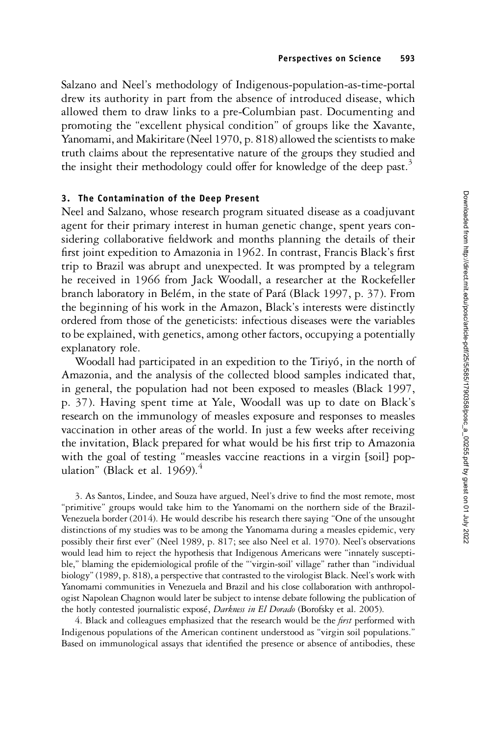Salzano and Neel's methodology of Indigenous-population-as-time-portal drew its authority in part from the absence of introduced disease, which allowed them to draw links to a pre-Columbian past. Documenting and promoting the "excellent physical condition" of groups like the Xavante, Yanomami, and Makiritare (Neel 1970, p. 818) allowed the scientists to make truth claims about the representative nature of the groups they studied and the insight their methodology could offer for knowledge of the deep past.[3]

### 3. The Contamination of the Deep Present

Neel and Salzano, whose research program situated disease as a coadjuvant agent for their primary interest in human genetic change, spent years considering collaborative fieldwork and months planning the details of their first joint expedition to Amazonia in 1962. In contrast, Francis Black's first trip to Brazil was abrupt and unexpected. It was prompted by a telegram he received in 1966 from Jack Woodall, a researcher at the Rockefeller branch laboratory in Belém, in the state of Pará (Black 1997, p. 37). From the beginning of his work in the Amazon, Black's interests were distinctly ordered from those of the geneticists: infectious diseases were the variables to be explained, with genetics, among other factors, occupying a potentially explanatory role.

Woodall had participated in an expedition to the Tiriyó, in the north of Amazonia, and the analysis of the collected blood samples indicated that, in general, the population had not been exposed to measles (Black 1997, p. 37). Having spent time at Yale, Woodall was up to date on Black's research on the immunology of measles exposure and responses to measles vaccination in other areas of the world. In just a few weeks after receiving the invitation, Black prepared for what would be his first trip to Amazonia with the goal of testing "measles vaccine reactions in a virgin [soil] population" (Black et al. 1969).[4]

3. As Santos, Lindee, and Souza have argued, Neel's drive to find the most remote, most "primitive" groups would take him to the Yanomami on the northern side of the Brazil-Venezuela border (2014). He would describe his research there saying "One of the unsought distinctions of my studies was to be among the Yanomama during a measles epidemic, very possibly their first ever" (Neel 1989, p. 817; see also Neel et al. 1970). Neel's observations would lead him to reject the hypothesis that Indigenous Americans were "innately susceptible," blaming the epidemiological profile of the "'virgin-soil' village" rather than "individual biology" (1989, p. 818), a perspective that contrasted to the virologist Black. Neel's work with Yanomami communities in Venezuela and Brazil and his close collaboration with anthropologist Napolean Chagnon would later be subject to intense debate following the publication of the hotly contested journalistic exposé, *Darkness in El Dorado* (Borofsky et al. 2005).

4. Black and colleagues emphasized that the research would be the *first* performed with Indigenous populations of the American continent understood as "virgin soil populations." Based on immunological assays that identified the presence or absence of antibodies, these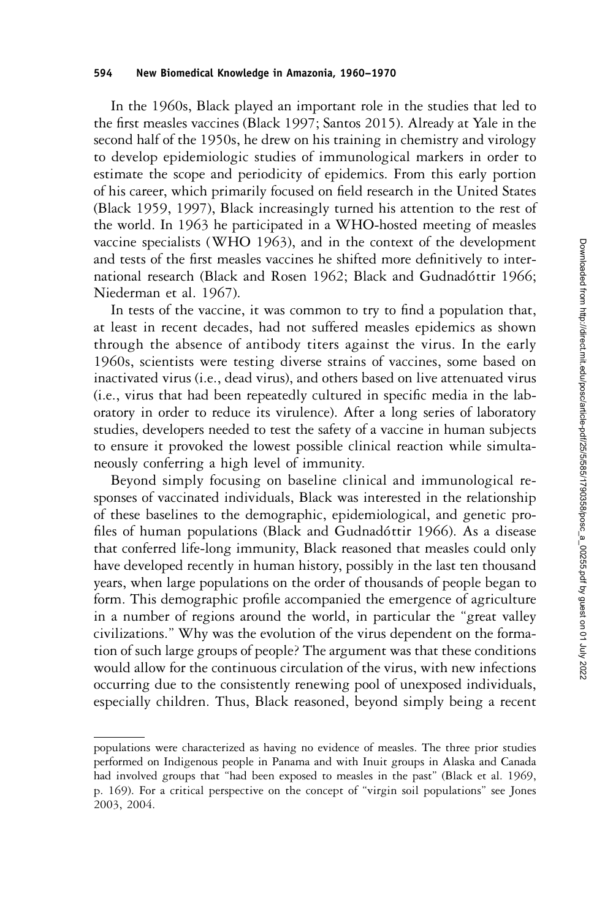In the 1960s, Black played an important role in the studies that led to the first measles vaccines (Black 1997; Santos 2015). Already at Yale in the second half of the 1950s, he drew on his training in chemistry and virology to develop epidemiologic studies of immunological markers in order to estimate the scope and periodicity of epidemics. From this early portion of his career, which primarily focused on field research in the United States (Black 1959, 1997), Black increasingly turned his attention to the rest of the world. In 1963 he participated in a WHO-hosted meeting of measles vaccine specialists (WHO 1963), and in the context of the development and tests of the first measles vaccines he shifted more definitively to international research (Black and Rosen 1962; Black and Gudnadóttir 1966; Niederman et al. 1967).

In tests of the vaccine, it was common to try to find a population that, at least in recent decades, had not suffered measles epidemics as shown through the absence of antibody titers against the virus. In the early 1960s, scientists were testing diverse strains of vaccines, some based on inactivated virus (i.e., dead virus), and others based on live attenuated virus (i.e., virus that had been repeatedly cultured in specific media in the laboratory in order to reduce its virulence). After a long series of laboratory studies, developers needed to test the safety of a vaccine in human subjects to ensure it provoked the lowest possible clinical reaction while simultaneously conferring a high level of immunity.

Beyond simply focusing on baseline clinical and immunological responses of vaccinated individuals, Black was interested in the relationship of these baselines to the demographic, epidemiological, and genetic profiles of human populations (Black and Gudnadóttir 1966). As a disease that conferred life-long immunity, Black reasoned that measles could only have developed recently in human history, possibly in the last ten thousand years, when large populations on the order of thousands of people began to form. This demographic profile accompanied the emergence of agriculture in a number of regions around the world, in particular the "great valley civilizations." Why was the evolution of the virus dependent on the formation of such large groups of people? The argument was that these conditions would allow for the continuous circulation of the virus, with new infections occurring due to the consistently renewing pool of unexposed individuals, especially children. Thus, Black reasoned, beyond simply being a recent

populations were characterized as having no evidence of measles. The three prior studies performed on Indigenous people in Panama and with Inuit groups in Alaska and Canada had involved groups that "had been exposed to measles in the past" (Black et al. 1969, p. 169). For a critical perspective on the concept of "virgin soil populations" see Jones 2003, 2004.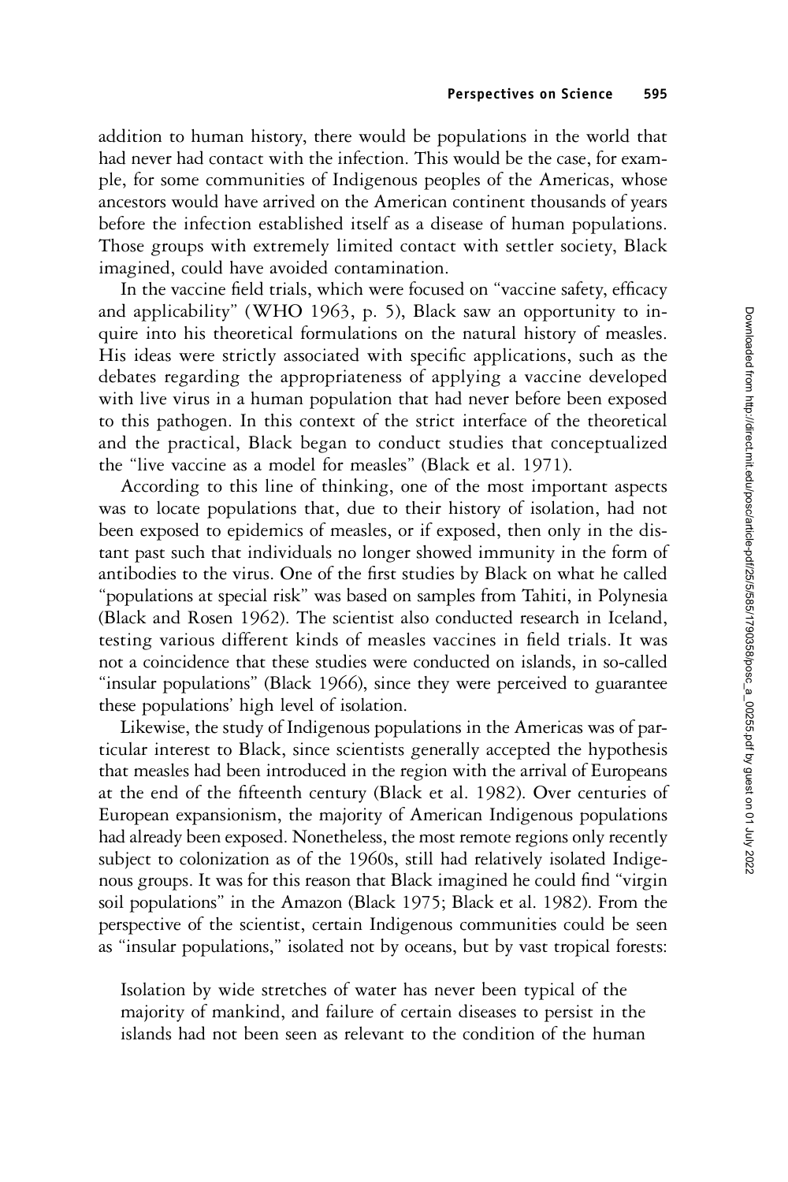addition to human history, there would be populations in the world that had never had contact with the infection. This would be the case, for example, for some communities of Indigenous peoples of the Americas, whose ancestors would have arrived on the American continent thousands of years before the infection established itself as a disease of human populations. Those groups with extremely limited contact with settler society, Black imagined, could have avoided contamination.

In the vaccine field trials, which were focused on "vaccine safety, efficacy and applicability" (WHO 1963, p. 5), Black saw an opportunity to inquire into his theoretical formulations on the natural history of measles. His ideas were strictly associated with specific applications, such as the debates regarding the appropriateness of applying a vaccine developed with live virus in a human population that had never before been exposed to this pathogen. In this context of the strict interface of the theoretical and the practical, Black began to conduct studies that conceptualized the "live vaccine as a model for measles" (Black et al. 1971).

According to this line of thinking, one of the most important aspects was to locate populations that, due to their history of isolation, had not been exposed to epidemics of measles, or if exposed, then only in the distant past such that individuals no longer showed immunity in the form of antibodies to the virus. One of the first studies by Black on what he called "populations at special risk" was based on samples from Tahiti, in Polynesia (Black and Rosen 1962). The scientist also conducted research in Iceland, testing various different kinds of measles vaccines in field trials. It was not a coincidence that these studies were conducted on islands, in so-called "insular populations" (Black 1966), since they were perceived to guarantee these populations' high level of isolation.

Likewise, the study of Indigenous populations in the Americas was of particular interest to Black, since scientists generally accepted the hypothesis that measles had been introduced in the region with the arrival of Europeans at the end of the fifteenth century (Black et al. 1982). Over centuries of European expansionism, the majority of American Indigenous populations had already been exposed. Nonetheless, the most remote regions only recently subject to colonization as of the 1960s, still had relatively isolated Indigenous groups. It was for this reason that Black imagined he could find "virgin soil populations" in the Amazon (Black 1975; Black et al. 1982). From the perspective of the scientist, certain Indigenous communities could be seen as "insular populations," isolated not by oceans, but by vast tropical forests:

> Isolation by wide stretches of water has never been typical of the majority of mankind, and failure of certain diseases to persist in the islands had not been seen as relevant to the condition of the human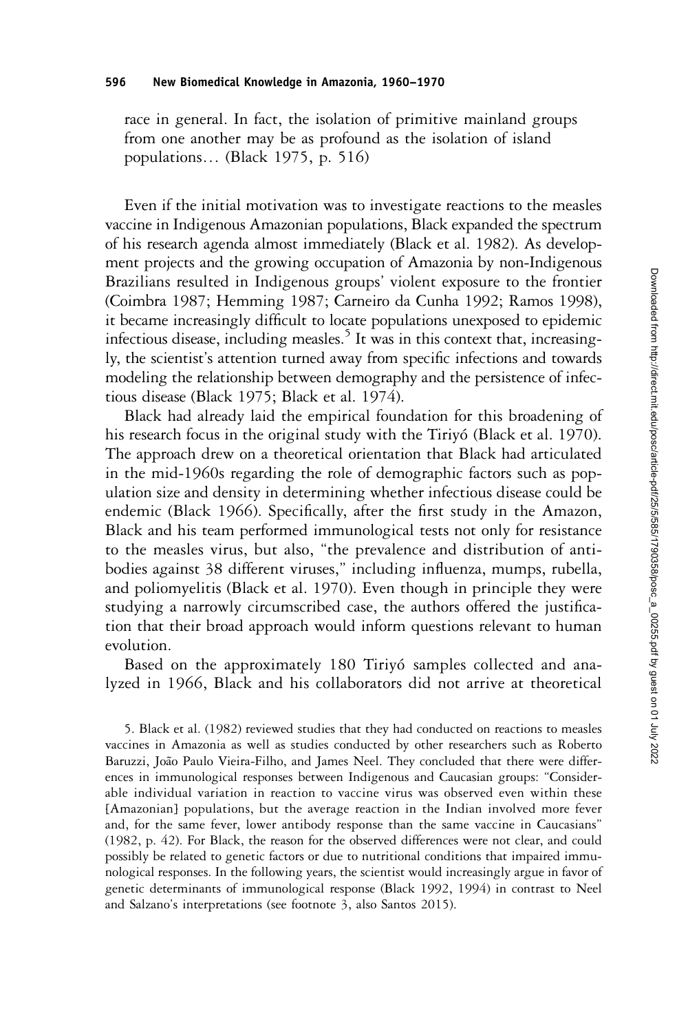race in general. In fact, the isolation of primitive mainland groups from one another may be as profound as the isolation of island populations… (Black 1975, p. 516)

Even if the initial motivation was to investigate reactions to the measles vaccine in Indigenous Amazonian populations, Black expanded the spectrum of his research agenda almost immediately (Black et al. 1982). As development projects and the growing occupation of Amazonia by non-Indigenous Brazilians resulted in Indigenous groups' violent exposure to the frontier (Coimbra 1987; Hemming 1987; Carneiro da Cunha 1992; Ramos 1998), it became increasingly difficult to locate populations unexposed to epidemic infectious disease, including measles.[5] It was in this context that, increasingly, the scientist's attention turned away from specific infections and towards modeling the relationship between demography and the persistence of infectious disease (Black 1975; Black et al. 1974).

Black had already laid the empirical foundation for this broadening of his research focus in the original study with the Tiriyó (Black et al. 1970). The approach drew on a theoretical orientation that Black had articulated in the mid-1960s regarding the role of demographic factors such as population size and density in determining whether infectious disease could be endemic (Black 1966). Specifically, after the first study in the Amazon, Black and his team performed immunological tests not only for resistance to the measles virus, but also, "the prevalence and distribution of antibodies against 38 different viruses," including influenza, mumps, rubella, and poliomyelitis (Black et al. 1970). Even though in principle they were studying a narrowly circumscribed case, the authors offered the justification that their broad approach would inform questions relevant to human evolution.

Based on the approximately 180 Tiriyó samples collected and analyzed in 1966, Black and his collaborators did not arrive at theoretical

5. Black et al. (1982) reviewed studies that they had conducted on reactions to measles vaccines in Amazonia as well as studies conducted by other researchers such as Roberto Baruzzi, João Paulo Vieira-Filho, and James Neel. They concluded that there were differences in immunological responses between Indigenous and Caucasian groups: "Considerable individual variation in reaction to vaccine virus was observed even within these [Amazonian] populations, but the average reaction in the Indian involved more fever and, for the same fever, lower antibody response than the same vaccine in Caucasians" (1982, p. 42). For Black, the reason for the observed differences were not clear, and could possibly be related to genetic factors or due to nutritional conditions that impaired immunological responses. In the following years, the scientist would increasingly argue in favor of genetic determinants of immunological response (Black 1992, 1994) in contrast to Neel and Salzano's interpretations (see footnote 3, also Santos 2015).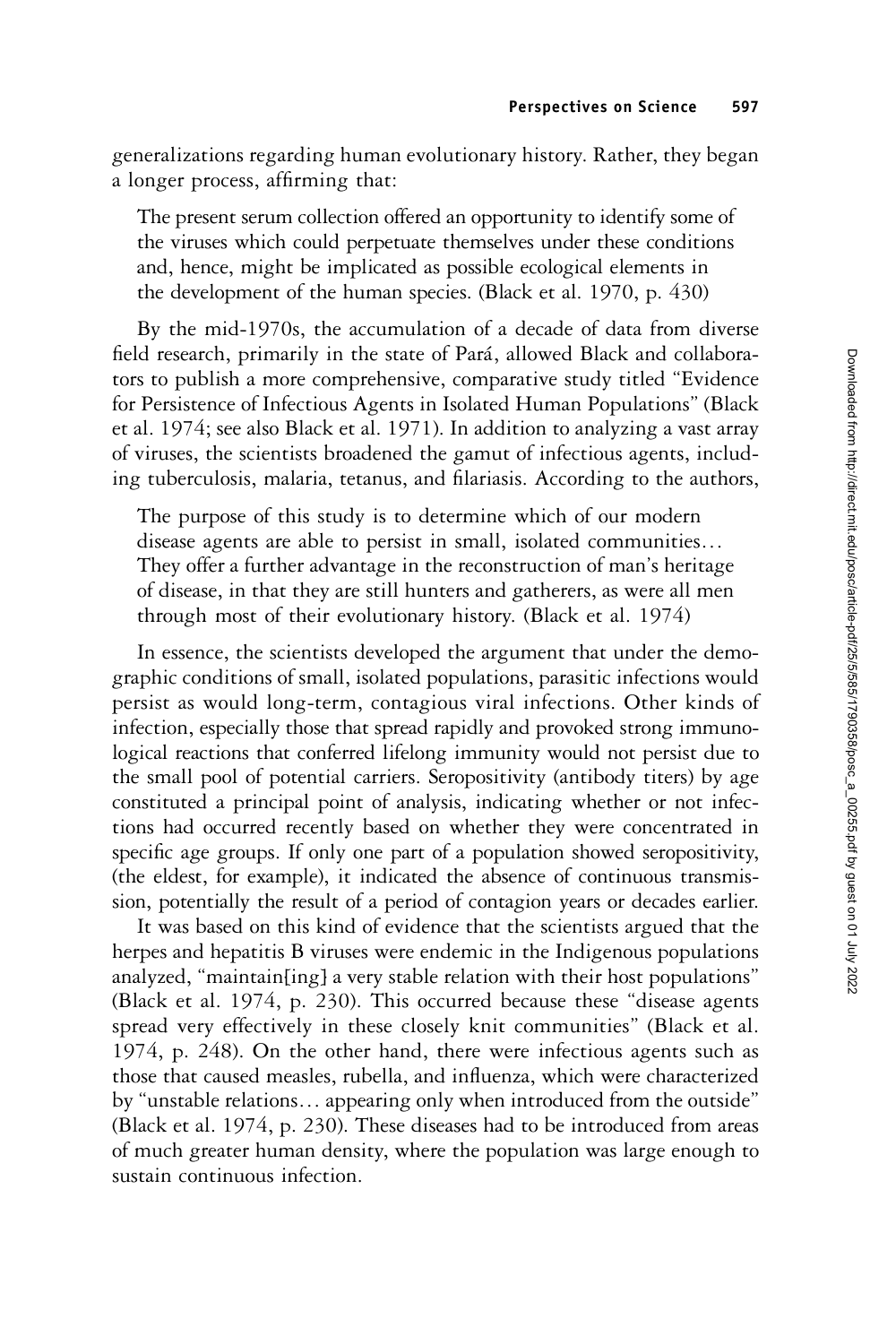generalizations regarding human evolutionary history. Rather, they began a longer process, affirming that:

> The present serum collection offered an opportunity to identify some of the viruses which could perpetuate themselves under these conditions and, hence, might be implicated as possible ecological elements in the development of the human species. (Black et al. 1970, p. 430)

By the mid-1970s, the accumulation of a decade of data from diverse field research, primarily in the state of Pará, allowed Black and collaborators to publish a more comprehensive, comparative study titled "Evidence for Persistence of Infectious Agents in Isolated Human Populations" (Black et al. 1974; see also Black et al. 1971). In addition to analyzing a vast array of viruses, the scientists broadened the gamut of infectious agents, including tuberculosis, malaria, tetanus, and filariasis. According to the authors,

> The purpose of this study is to determine which of our modern disease agents are able to persist in small, isolated communities… They offer a further advantage in the reconstruction of man's heritage of disease, in that they are still hunters and gatherers, as were all men through most of their evolutionary history. (Black et al. 1974)

In essence, the scientists developed the argument that under the demographic conditions of small, isolated populations, parasitic infections would persist as would long-term, contagious viral infections. Other kinds of infection, especially those that spread rapidly and provoked strong immunological reactions that conferred lifelong immunity would not persist due to the small pool of potential carriers. Seropositivity (antibody titers) by age constituted a principal point of analysis, indicating whether or not infections had occurred recently based on whether they were concentrated in specific age groups. If only one part of a population showed seropositivity, (the eldest, for example), it indicated the absence of continuous transmission, potentially the result of a period of contagion years or decades earlier.

It was based on this kind of evidence that the scientists argued that the herpes and hepatitis B viruses were endemic in the Indigenous populations analyzed, "maintain[ing] a very stable relation with their host populations" (Black et al. 1974, p. 230). This occurred because these "disease agents spread very effectively in these closely knit communities" (Black et al. 1974, p. 248). On the other hand, there were infectious agents such as those that caused measles, rubella, and influenza, which were characterized by "unstable relations… appearing only when introduced from the outside" (Black et al. 1974, p. 230). These diseases had to be introduced from areas of much greater human density, where the population was large enough to sustain continuous infection.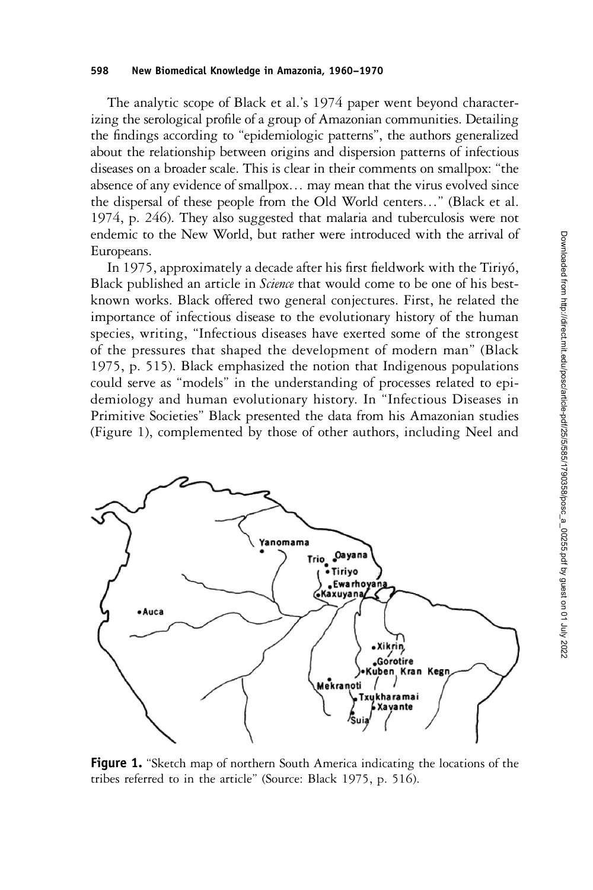The analytic scope of Black et al.'s 1974 paper went beyond characterizing the serological profile of a group of Amazonian communities. Detailing the findings according to "epidemiologic patterns", the authors generalized about the relationship between origins and dispersion patterns of infectious diseases on a broader scale. This is clear in their comments on smallpox: "the absence of any evidence of smallpox… may mean that the virus evolved since the dispersal of these people from the Old World centers…" (Black et al. 1974, p. 246). They also suggested that malaria and tuberculosis were not endemic to the New World, but rather were introduced with the arrival of Europeans.

In 1975, approximately a decade after his first fieldwork with the Tiriyó, Black published an article in *Science* that would come to be one of his best-known works. Black offered two general conjectures. First, he related the importance of infectious disease to the evolutionary history of the human species, writing, "Infectious diseases have exerted some of the strongest of the pressures that shaped the development of modern man" (Black 1975, p. 515). Black emphasized the notion that Indigenous populations could serve as "models" in the understanding of processes related to epidemiology and human evolutionary history. In "Infectious Diseases in Primitive Societies" Black presented the data from his Amazonian studies (Figure 1), complemented by those of other authors, including Neel and

**Figure 1.** "Sketch map of northern South America indicating the locations of the tribes referred to in the article" (Source: Black 1975, p. 516).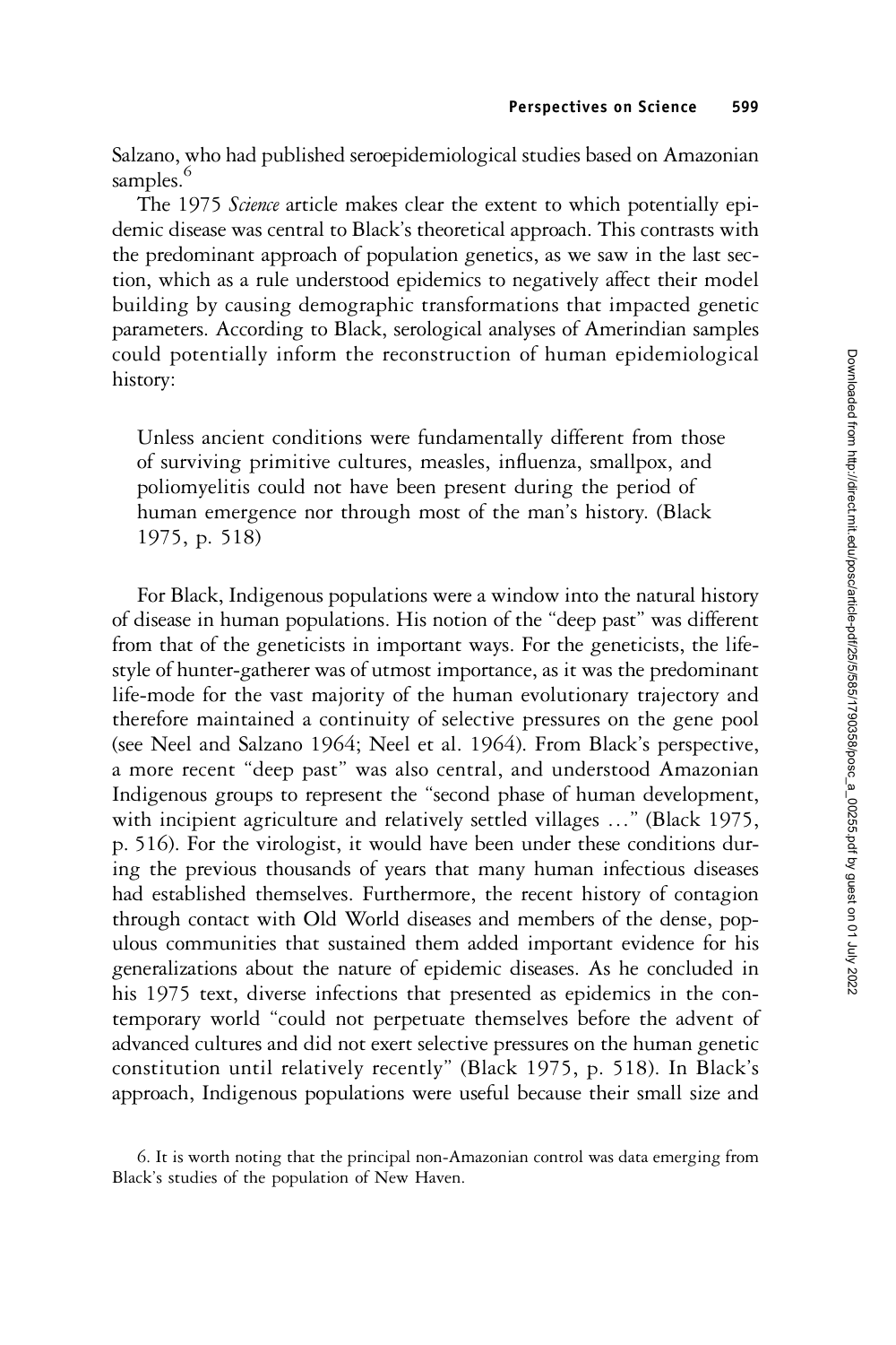Salzano, who had published seroepidemiological studies based on Amazonian samples.[6]

The 1975 *Science* article makes clear the extent to which potentially epidemic disease was central to Black's theoretical approach. This contrasts with the predominant approach of population genetics, as we saw in the last section, which as a rule understood epidemics to negatively affect their model building by causing demographic transformations that impacted genetic parameters. According to Black, serological analyses of Amerindian samples could potentially inform the reconstruction of human epidemiological history:

> Unless ancient conditions were fundamentally different from those of surviving primitive cultures, measles, influenza, smallpox, and poliomyelitis could not have been present during the period of human emergence nor through most of the man's history. (Black 1975, p. 518)

For Black, Indigenous populations were a window into the natural history of disease in human populations. His notion of the "deep past" was different from that of the geneticists in important ways. For the geneticists, the lifestyle of hunter-gatherer was of utmost importance, as it was the predominant life-mode for the vast majority of the human evolutionary trajectory and therefore maintained a continuity of selective pressures on the gene pool (see Neel and Salzano 1964; Neel et al. 1964). From Black's perspective, a more recent "deep past" was also central, and understood Amazonian Indigenous groups to represent the "second phase of human development, with incipient agriculture and relatively settled villages …" (Black 1975, p. 516). For the virologist, it would have been under these conditions during the previous thousands of years that many human infectious diseases had established themselves. Furthermore, the recent history of contagion through contact with Old World diseases and members of the dense, populous communities that sustained them added important evidence for his generalizations about the nature of epidemic diseases. As he concluded in his 1975 text, diverse infections that presented as epidemics in the contemporary world "could not perpetuate themselves before the advent of advanced cultures and did not exert selective pressures on the human genetic constitution until relatively recently" (Black 1975, p. 518). In Black's approach, Indigenous populations were useful because their small size and

6. It is worth noting that the principal non-Amazonian control was data emerging from Black's studies of the population of New Haven.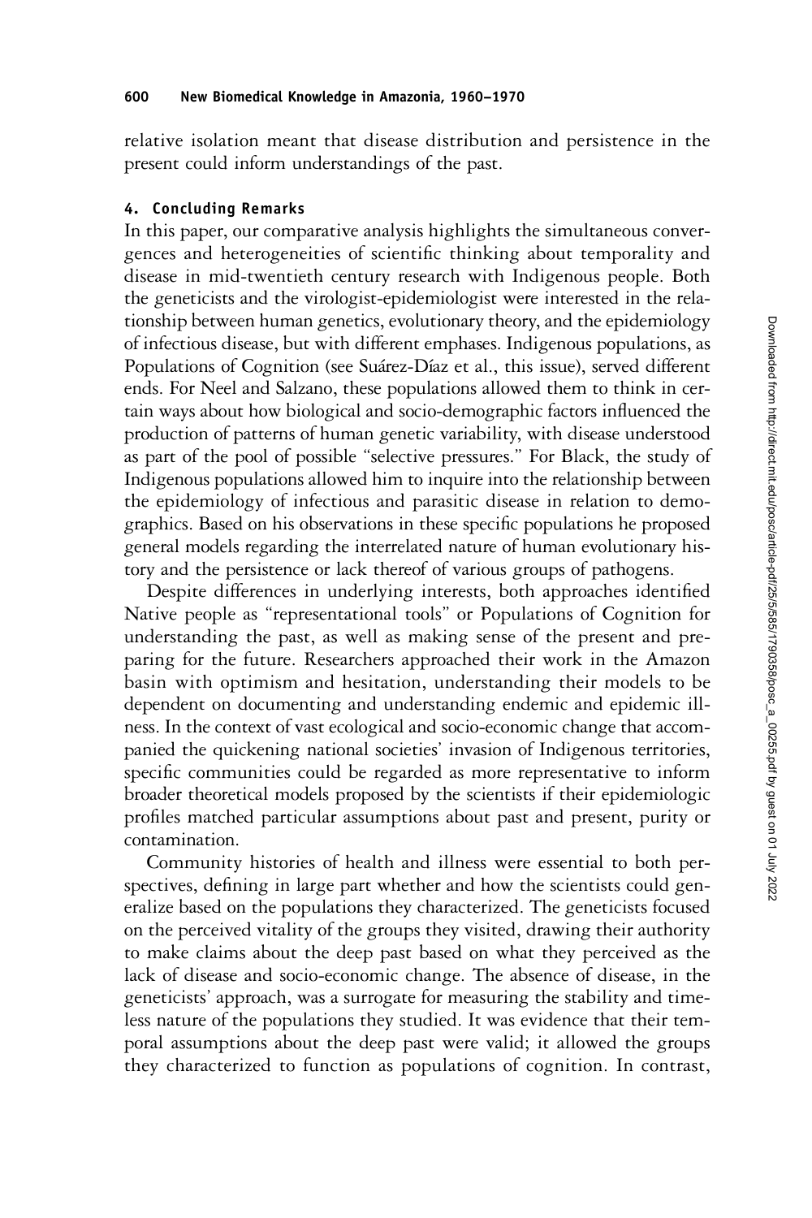relative isolation meant that disease distribution and persistence in the present could inform understandings of the past.

### 4. Concluding Remarks

In this paper, our comparative analysis highlights the simultaneous convergences and heterogeneities of scientific thinking about temporality and disease in mid-twentieth century research with Indigenous people. Both the geneticists and the virologist-epidemiologist were interested in the relationship between human genetics, evolutionary theory, and the epidemiology of infectious disease, but with different emphases. Indigenous populations, as Populations of Cognition (see Suárez-Díaz et al., this issue), served different ends. For Neel and Salzano, these populations allowed them to think in certain ways about how biological and socio-demographic factors influenced the production of patterns of human genetic variability, with disease understood as part of the pool of possible "selective pressures." For Black, the study of Indigenous populations allowed him to inquire into the relationship between the epidemiology of infectious and parasitic disease in relation to demographics. Based on his observations in these specific populations he proposed general models regarding the interrelated nature of human evolutionary history and the persistence or lack thereof of various groups of pathogens.

Despite differences in underlying interests, both approaches identified Native people as "representational tools" or Populations of Cognition for understanding the past, as well as making sense of the present and preparing for the future. Researchers approached their work in the Amazon basin with optimism and hesitation, understanding their models to be dependent on documenting and understanding endemic and epidemic illness. In the context of vast ecological and socio-economic change that accompanied the quickening national societies' invasion of Indigenous territories, specific communities could be regarded as more representative to inform broader theoretical models proposed by the scientists if their epidemiologic profiles matched particular assumptions about past and present, purity or contamination.

Community histories of health and illness were essential to both perspectives, defining in large part whether and how the scientists could generalize based on the populations they characterized. The geneticists focused on the perceived vitality of the groups they visited, drawing their authority to make claims about the deep past based on what they perceived as the lack of disease and socio-economic change. The absence of disease, in the geneticists' approach, was a surrogate for measuring the stability and timeless nature of the populations they studied. It was evidence that their temporal assumptions about the deep past were valid; it allowed the groups they characterized to function as populations of cognition. In contrast,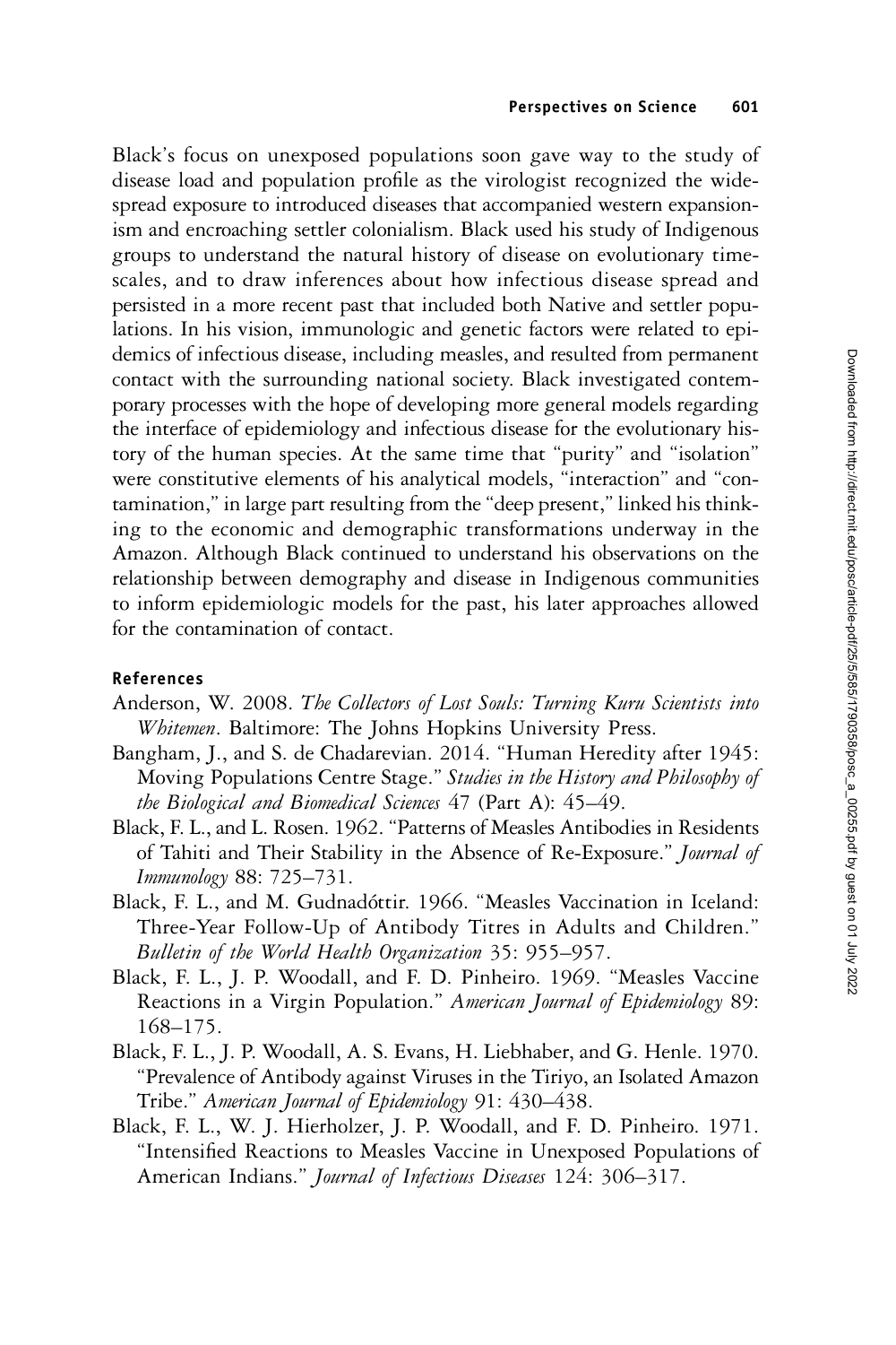Black's focus on unexposed populations soon gave way to the study of disease load and population profile as the virologist recognized the widespread exposure to introduced diseases that accompanied western expansionism and encroaching settler colonialism. Black used his study of Indigenous groups to understand the natural history of disease on evolutionary timescales, and to draw inferences about how infectious disease spread and persisted in a more recent past that included both Native and settler populations. In his vision, immunologic and genetic factors were related to epidemics of infectious disease, including measles, and resulted from permanent contact with the surrounding national society. Black investigated contemporary processes with the hope of developing more general models regarding the interface of epidemiology and infectious disease for the evolutionary history of the human species. At the same time that "purity" and "isolation" were constitutive elements of his analytical models, "interaction" and "contamination," in large part resulting from the "deep present," linked his thinking to the economic and demographic transformations underway in the Amazon. Although Black continued to understand his observations on the relationship between demography and disease in Indigenous communities to inform epidemiologic models for the past, his later approaches allowed for the contamination of contact.

## References

Anderson, W. 2008. *The Collectors of Lost Souls: Turning Kuru Scientists into Whitemen*. Baltimore: The Johns Hopkins University Press.

Bangham, J., and S. de Chadarevian. 2014. "Human Heredity after 1945: Moving Populations Centre Stage." *Studies in the History and Philosophy of the Biological and Biomedical Sciences* 47 (Part A): 45–49.

Black, F. L., and L. Rosen. 1962. "Patterns of Measles Antibodies in Residents of Tahiti and Their Stability in the Absence of Re-Exposure." *Journal of Immunology* 88: 725–731.

Black, F. L., and M. Gudnadóttir. 1966. "Measles Vaccination in Iceland: Three-Year Follow-Up of Antibody Titres in Adults and Children." *Bulletin of the World Health Organization* 35: 955–957.

Black, F. L., J. P. Woodall, and F. D. Pinheiro. 1969. "Measles Vaccine Reactions in a Virgin Population." *American Journal of Epidemiology* 89: 168–175.

Black, F. L., J. P. Woodall, A. S. Evans, H. Liebhaber, and G. Henle. 1970. "Prevalence of Antibody against Viruses in the Tiriyo, an Isolated Amazon Tribe." *American Journal of Epidemiology* 91: 430–438.

Black, F. L., W. J. Hierholzer, J. P. Woodall, and F. D. Pinheiro. 1971. "Intensified Reactions to Measles Vaccine in Unexposed Populations of American Indians." *Journal of Infectious Diseases* 124: 306–317.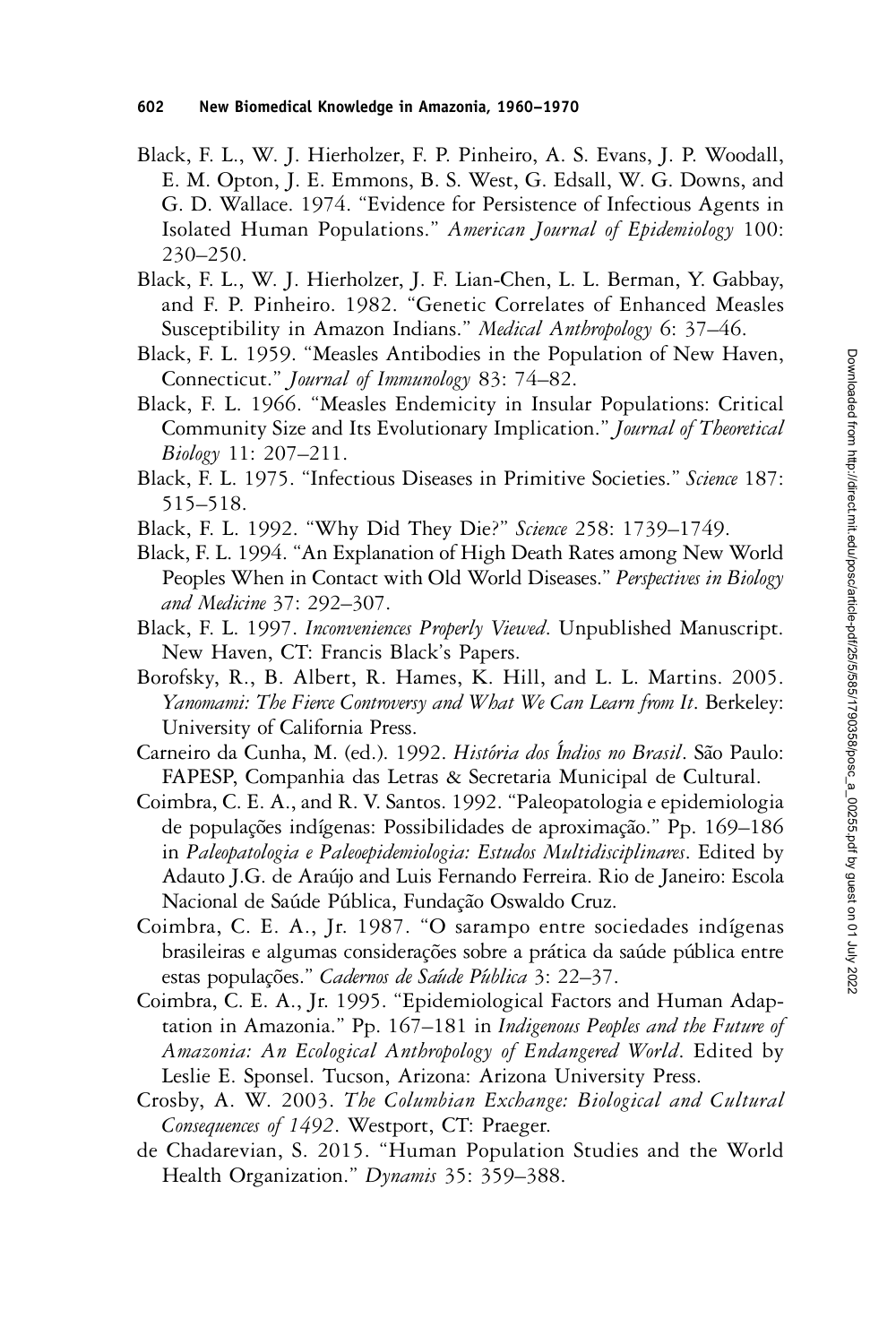Black, F. L., W. J. Hierholzer, F. P. Pinheiro, A. S. Evans, J. P. Woodall, E. M. Opton, J. E. Emmons, B. S. West, G. Edsall, W. G. Downs, and G. D. Wallace. 1974. "Evidence for Persistence of Infectious Agents in Isolated Human Populations." *American Journal of Epidemiology* 100: 230–250.

Black, F. L., W. J. Hierholzer, J. F. Lian-Chen, L. L. Berman, Y. Gabbay, and F. P. Pinheiro. 1982. "Genetic Correlates of Enhanced Measles Susceptibility in Amazon Indians." *Medical Anthropology* 6: 37–46.

Black, F. L. 1959. "Measles Antibodies in the Population of New Haven, Connecticut." *Journal of Immunology* 83: 74–82.

Black, F. L. 1966. "Measles Endemicity in Insular Populations: Critical Community Size and Its Evolutionary Implication." *Journal of Theoretical Biology* 11: 207–211.

Black, F. L. 1975. "Infectious Diseases in Primitive Societies." *Science* 187: 515–518.

Black, F. L. 1992. "Why Did They Die?" *Science* 258: 1739–1749.

Black, F. L. 1994. "An Explanation of High Death Rates among New World Peoples When in Contact with Old World Diseases." *Perspectives in Biology and Medicine* 37: 292–307.

Black, F. L. 1997. *Inconveniences Properly Viewed*. Unpublished Manuscript. New Haven, CT: Francis Black's Papers.

Borofsky, R., B. Albert, R. Hames, K. Hill, and L. L. Martins. 2005. *Yanomami: The Fierce Controversy and What We Can Learn from It*. Berkeley: University of California Press.

Carneiro da Cunha, M. (ed.). 1992. *História dos Índios no Brasil*. São Paulo: FAPESP, Companhia das Letras & Secretaria Municipal de Cultural.

Coimbra, C. E. A., and R. V. Santos. 1992. "Paleopatologia e epidemiologia de populações indígenas: Possibilidades de aproximação." Pp. 169–186 in *Paleopatologia e Paleoepidemiologia: Estudos Multidisciplinares*. Edited by Adauto J.G. de Araújo and Luis Fernando Ferreira. Rio de Janeiro: Escola Nacional de Saúde Pública, Fundação Oswaldo Cruz.

Coimbra, C. E. A., Jr. 1987. "O sarampo entre sociedades indígenas brasileiras e algumas considerações sobre a prática da saúde pública entre estas populações." *Cadernos de Saúde Pública* 3: 22–37.

Coimbra, C. E. A., Jr. 1995. "Epidemiological Factors and Human Adaptation in Amazonia." Pp. 167–181 in *Indigenous Peoples and the Future of Amazonia: An Ecological Anthropology of Endangered World*. Edited by Leslie E. Sponsel. Tucson, Arizona: Arizona University Press.

Crosby, A. W. 2003. *The Columbian Exchange: Biological and Cultural Consequences of 1492*. Westport, CT: Praeger.

de Chadarevian, S. 2015. "Human Population Studies and the World Health Organization." *Dynamis* 35: 359–388.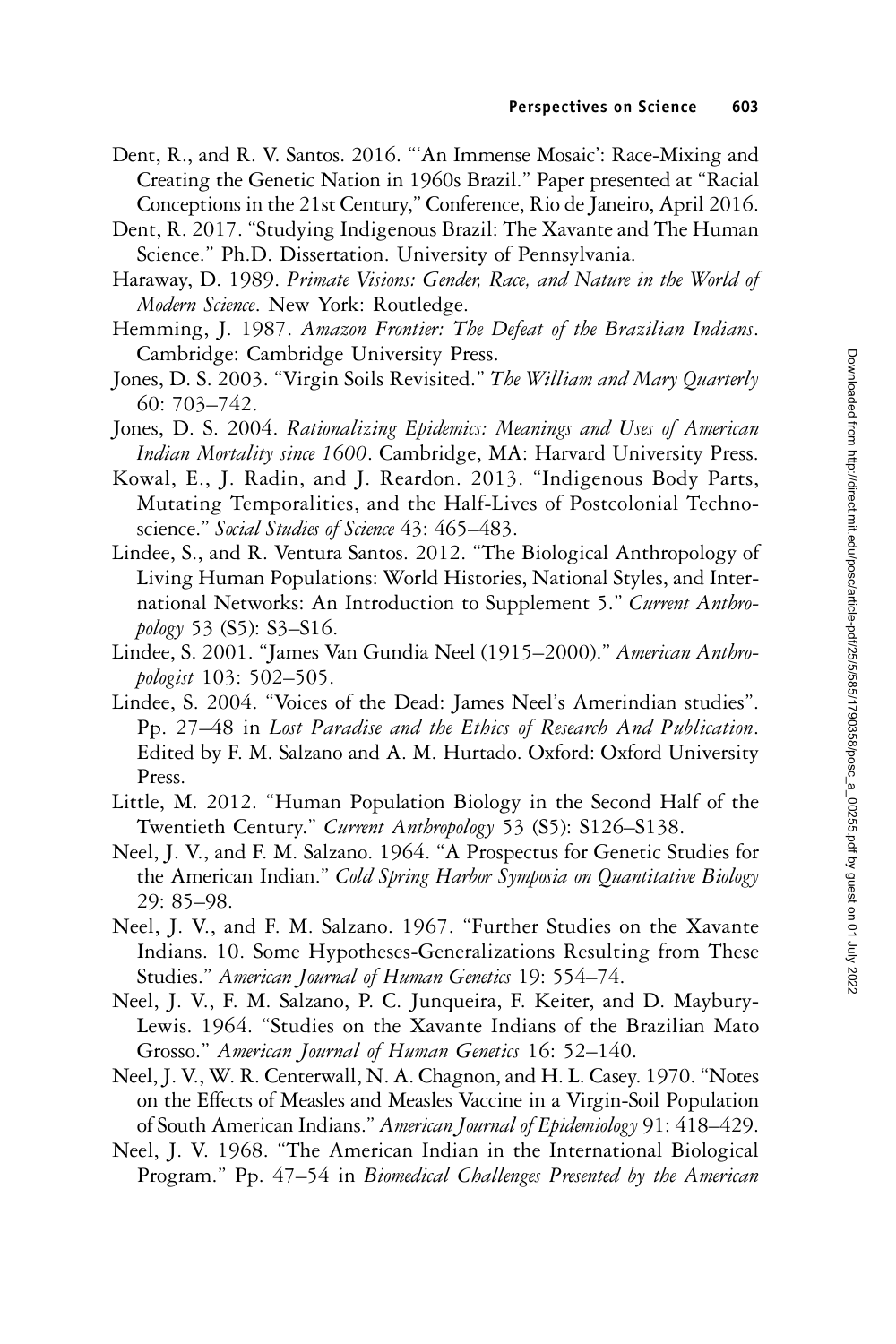Dent, R., and R. V. Santos. 2016. "'An Immense Mosaic': Race-Mixing and Creating the Genetic Nation in 1960s Brazil." Paper presented at "Racial Conceptions in the 21st Century," Conference, Rio de Janeiro, April 2016.

Dent, R. 2017. "Studying Indigenous Brazil: The Xavante and The Human Science." Ph.D. Dissertation. University of Pennsylvania.

Haraway, D. 1989. *Primate Visions: Gender, Race, and Nature in the World of Modern Science*. New York: Routledge.

Hemming, J. 1987. *Amazon Frontier: The Defeat of the Brazilian Indians*. Cambridge: Cambridge University Press.

Jones, D. S. 2003. "Virgin Soils Revisited." *The William and Mary Quarterly* 60: 703–742.

Jones, D. S. 2004. *Rationalizing Epidemics: Meanings and Uses of American Indian Mortality since 1600*. Cambridge, MA: Harvard University Press.

Kowal, E., J. Radin, and J. Reardon. 2013. "Indigenous Body Parts, Mutating Temporalities, and the Half-Lives of Postcolonial Technoscience." *Social Studies of Science* 43: 465–483.

Lindee, S., and R. Ventura Santos. 2012. "The Biological Anthropology of Living Human Populations: World Histories, National Styles, and International Networks: An Introduction to Supplement 5." *Current Anthropology* 53 (S5): S3–S16.

Lindee, S. 2001. "James Van Gundia Neel (1915–2000)." *American Anthropologist* 103: 502–505.

Lindee, S. 2004. "Voices of the Dead: James Neel's Amerindian studies". Pp. 27–48 in *Lost Paradise and the Ethics of Research And Publication*. Edited by F. M. Salzano and A. M. Hurtado. Oxford: Oxford University Press.

Little, M. 2012. "Human Population Biology in the Second Half of the Twentieth Century." *Current Anthropology* 53 (S5): S126–S138.

Neel, J. V., and F. M. Salzano. 1964. "A Prospectus for Genetic Studies for the American Indian." *Cold Spring Harbor Symposia on Quantitative Biology* 29: 85–98.

Neel, J. V., and F. M. Salzano. 1967. "Further Studies on the Xavante Indians. 10. Some Hypotheses-Generalizations Resulting from These Studies." *American Journal of Human Genetics* 19: 554–74.

Neel, J. V., F. M. Salzano, P. C. Junqueira, F. Keiter, and D. Maybury-Lewis. 1964. "Studies on the Xavante Indians of the Brazilian Mato Grosso." *American Journal of Human Genetics* 16: 52–140.

Neel, J. V., W. R. Centerwall, N. A. Chagnon, and H. L. Casey. 1970. "Notes on the Effects of Measles and Measles Vaccine in a Virgin-Soil Population of South American Indians." *American Journal of Epidemiology* 91: 418–429.

Neel, J. V. 1968. "The American Indian in the International Biological Program." Pp. 47–54 in *Biomedical Challenges Presented by the American*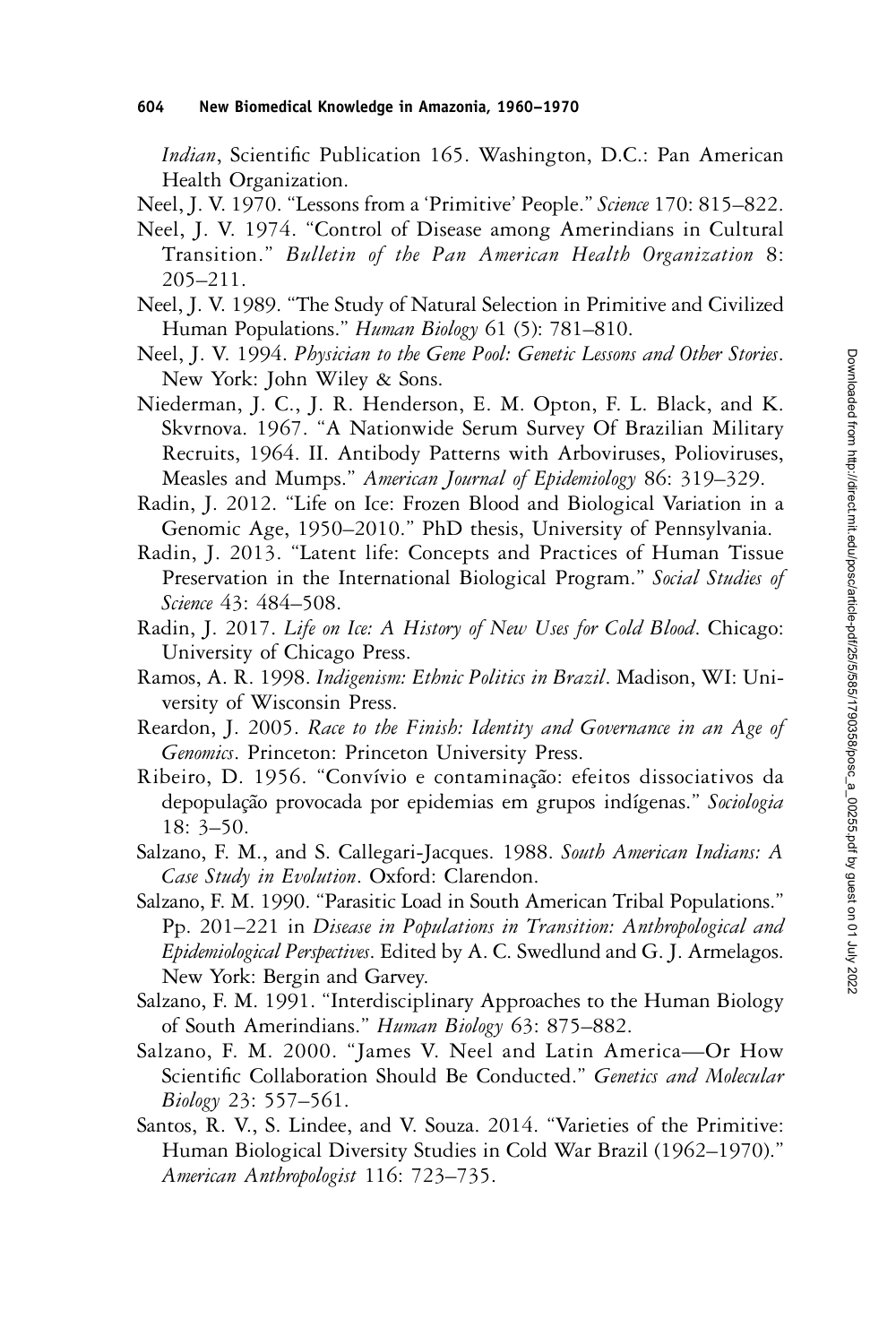*Indian*, Scientific Publication 165. Washington, D.C.: Pan American Health Organization.

Neel, J. V. 1970. "Lessons from a 'Primitive' People." *Science* 170: 815–822.

Neel, J. V. 1974. "Control of Disease among Amerindians in Cultural Transition." *Bulletin of the Pan American Health Organization* 8: 205–211.

Neel, J. V. 1989. "The Study of Natural Selection in Primitive and Civilized Human Populations." *Human Biology* 61 (5): 781–810.

Neel, J. V. 1994. *Physician to the Gene Pool: Genetic Lessons and Other Stories*. New York: John Wiley & Sons.

Niederman, J. C., J. R. Henderson, E. M. Opton, F. L. Black, and K. Skvrnova. 1967. "A Nationwide Serum Survey Of Brazilian Military Recruits, 1964. II. Antibody Patterns with Arboviruses, Polioviruses, Measles and Mumps." *American Journal of Epidemiology* 86: 319–329.

Radin, J. 2012. "Life on Ice: Frozen Blood and Biological Variation in a Genomic Age, 1950–2010." PhD thesis, University of Pennsylvania.

Radin, J. 2013. "Latent life: Concepts and Practices of Human Tissue Preservation in the International Biological Program." *Social Studies of Science* 43: 484–508.

Radin, J. 2017. *Life on Ice: A History of New Uses for Cold Blood*. Chicago: University of Chicago Press.

Ramos, A. R. 1998. *Indigenism: Ethnic Politics in Brazil*. Madison, WI: University of Wisconsin Press.

Reardon, J. 2005. *Race to the Finish: Identity and Governance in an Age of Genomics*. Princeton: Princeton University Press.

Ribeiro, D. 1956. "Convívio e contaminação: efeitos dissociativos da depopulação provocada por epidemias em grupos indígenas." *Sociologia* 18: 3–50.

Salzano, F. M., and S. Callegari-Jacques. 1988. *South American Indians: A Case Study in Evolution*. Oxford: Clarendon.

Salzano, F. M. 1990. "Parasitic Load in South American Tribal Populations." Pp. 201–221 in *Disease in Populations in Transition: Anthropological and Epidemiological Perspectives*. Edited by A. C. Swedlund and G. J. Armelagos. New York: Bergin and Garvey.

Salzano, F. M. 1991. "Interdisciplinary Approaches to the Human Biology of South Amerindians." *Human Biology* 63: 875–882.

Salzano, F. M. 2000. "James V. Neel and Latin America—Or How Scientific Collaboration Should Be Conducted." *Genetics and Molecular Biology* 23: 557–561.

Santos, R. V., S. Lindee, and V. Souza. 2014. "Varieties of the Primitive: Human Biological Diversity Studies in Cold War Brazil (1962–1970)." *American Anthropologist* 116: 723–735.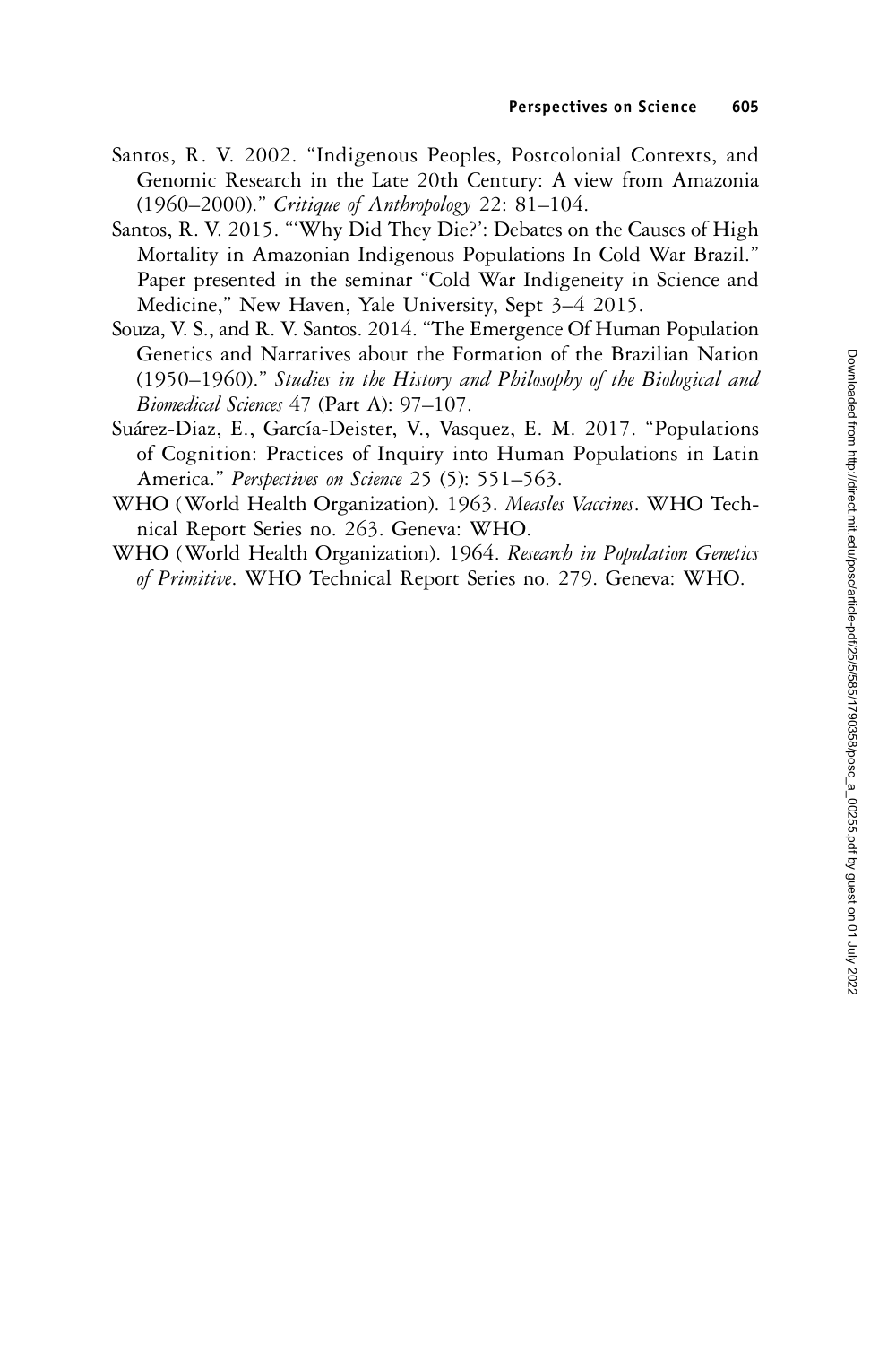Santos, R. V. 2002. "Indigenous Peoples, Postcolonial Contexts, and Genomic Research in the Late 20th Century: A view from Amazonia (1960–2000)." *Critique of Anthropology* 22: 81–104.

Santos, R. V. 2015. "'Why Did They Die?': Debates on the Causes of High Mortality in Amazonian Indigenous Populations In Cold War Brazil." Paper presented in the seminar "Cold War Indigeneity in Science and Medicine," New Haven, Yale University, Sept 3–4 2015.

Souza, V. S., and R. V. Santos. 2014. "The Emergence Of Human Population Genetics and Narratives about the Formation of the Brazilian Nation (1950–1960)." *Studies in the History and Philosophy of the Biological and Biomedical Sciences* 47 (Part A): 97–107.

Suárez-Diaz, E., García-Deister, V., Vasquez, E. M. 2017. "Populations of Cognition: Practices of Inquiry into Human Populations in Latin America." *Perspectives on Science* 25 (5): 551–563.

WHO (World Health Organization). 1963. *Measles Vaccines*. WHO Technical Report Series no. 263. Geneva: WHO.

WHO (World Health Organization). 1964. *Research in Population Genetics of Primitive*. WHO Technical Report Series no. 279. Geneva: WHO.